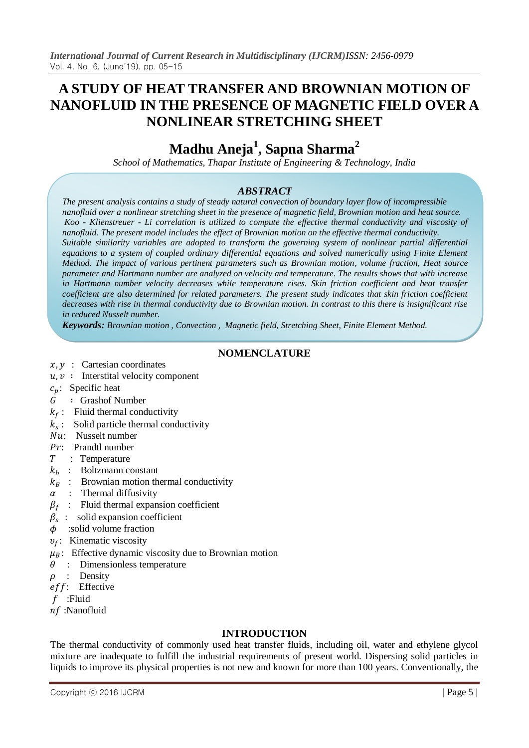# A STUDY OF HEAT TRANSFER AND BROWNIAN MOTION OF NANOFLUID IN THE PRESENCE OF MAGNETIC FIELD OVER A NONLINEAR STRETCHING SHEET

## Madhu Aneja[1], Sapna Sharma[2]

*School of Mathematics, Thapar Institute of Engineering & Technology, India*

### *ABSTRACT*

*The present analysis contains a study of steady natural convection of boundary layer flow of incompressible nanofluid over a nonlinear stretching sheet in the presence of magnetic field, Brownian motion and heat source. Koo - Klienstreuer - Li correlation is utilized to compute the effective thermal conductivity and viscosity of nanofluid. The present model includes the effect of Brownian motion on the effective thermal conductivity. Suitable similarity variables are adopted to transform the governing system of nonlinear partial differential equations to a system of coupled ordinary differential equations and solved numerically using Finite Element Method. The impact of various pertinent parameters such as Brownian motion, volume fraction, Heat source parameter and Hartmann number are analyzed on velocity and temperature. The results shows that with increase in Hartmann number velocity decreases while temperature rises. Skin friction coefficient and heat transfer coefficient are also determined for related parameters. The present study indicates that skin friction coefficient decreases with rise in thermal conductivity due to Brownian motion. In contrast to this there is insignificant rise in reduced Nusselt number.*

***Keywords:*** *Brownian motion , Convection , Magnetic field, Stretching Sheet, Finite Element Method.*

### NOMENCLATURE

- $x, y$ : Cartesian coordinates
- $u, v$ : Interstital velocity component
- $c_p$: Specific heat
- $G$ : Grashof Number
- $k_f$ : Fluid thermal conductivity
- $k_s$ : Solid particle thermal conductivity
- $Nu$: Nusselt number
- $Pr$: Prandtl number
- $T$ : Temperature
- $k_b$ : Boltzmann constant
- $k_B$ : Brownian motion thermal conductivity
- $\alpha$ : Thermal diffusivity
- $\beta_f$ : Fluid thermal expansion coefficient
- $\beta_s$ : solid expansion coefficient
- $\phi$ :solid volume fraction
- $\upsilon_f$: Kinematic viscosity
- $\mu_B$: Effective dynamic viscosity due to Brownian motion
- $\theta$ : Dimensionless temperature
- $\rho$ : Density
- $eff$: Effective
- $f$ :Fluid
- $nf$ :Nanofluid

### INTRODUCTION

The thermal conductivity of commonly used heat transfer fluids, including oil, water and ethylene glycol mixture are inadequate to fulfill the industrial requirements of present world. Dispersing solid particles in liquids to improve its physical properties is not new and known for more than 100 years. Conventionally, the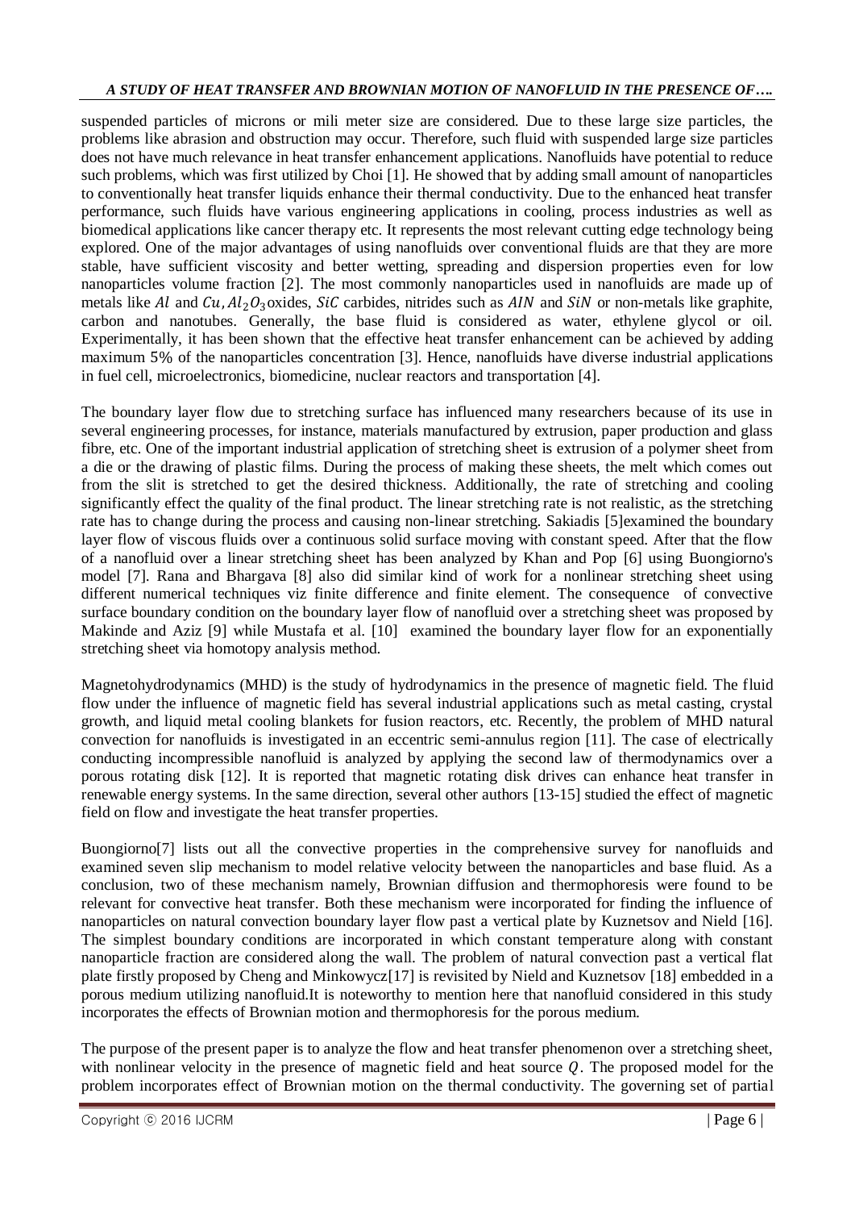suspended particles of microns or mili meter size are considered. Due to these large size particles, the problems like abrasion and obstruction may occur. Therefore, such fluid with suspended large size particles does not have much relevance in heat transfer enhancement applications. Nanofluids have potential to reduce such problems, which was first utilized by Choi [1]. He showed that by adding small amount of nanoparticles to conventionally heat transfer liquids enhance their thermal conductivity. Due to the enhanced heat transfer performance, such fluids have various engineering applications in cooling, process industries as well as biomedical applications like cancer therapy etc. It represents the most relevant cutting edge technology being explored. One of the major advantages of using nanofluids over conventional fluids are that they are more stable, have sufficient viscosity and better wetting, spreading and dispersion properties even for low nanoparticles volume fraction [2]. The most commonly nanoparticles used in nanofluids are made up of metals like $Al$ and $Cu$, $Al_2O_3$ oxides, $SiC$ carbides, nitrides such as $AIN$ and $SiN$ or non-metals like graphite, carbon and nanotubes. Generally, the base fluid is considered as water, ethylene glycol or oil. Experimentally, it has been shown that the effective heat transfer enhancement can be achieved by adding maximum 5% of the nanoparticles concentration [3]. Hence, nanofluids have diverse industrial applications in fuel cell, microelectronics, biomedicine, nuclear reactors and transportation [4].

The boundary layer flow due to stretching surface has influenced many researchers because of its use in several engineering processes, for instance, materials manufactured by extrusion, paper production and glass fibre, etc. One of the important industrial application of stretching sheet is extrusion of a polymer sheet from a die or the drawing of plastic films. During the process of making these sheets, the melt which comes out from the slit is stretched to get the desired thickness. Additionally, the rate of stretching and cooling significantly effect the quality of the final product. The linear stretching rate is not realistic, as the stretching rate has to change during the process and causing non-linear stretching. Sakiadis [5]examined the boundary layer flow of viscous fluids over a continuous solid surface moving with constant speed. After that the flow of a nanofluid over a linear stretching sheet has been analyzed by Khan and Pop [6] using Buongiorno's model [7]. Rana and Bhargava [8] also did similar kind of work for a nonlinear stretching sheet using different numerical techniques viz finite difference and finite element. The consequence of convective surface boundary condition on the boundary layer flow of nanofluid over a stretching sheet was proposed by Makinde and Aziz [9] while Mustafa et al. [10] examined the boundary layer flow for an exponentially stretching sheet via homotopy analysis method.

Magnetohydrodynamics (MHD) is the study of hydrodynamics in the presence of magnetic field. The fluid flow under the influence of magnetic field has several industrial applications such as metal casting, crystal growth, and liquid metal cooling blankets for fusion reactors, etc. Recently, the problem of MHD natural convection for nanofluids is investigated in an eccentric semi-annulus region [11]. The case of electrically conducting incompressible nanofluid is analyzed by applying the second law of thermodynamics over a porous rotating disk [12]. It is reported that magnetic rotating disk drives can enhance heat transfer in renewable energy systems. In the same direction, several other authors [13-15] studied the effect of magnetic field on flow and investigate the heat transfer properties.

Buongiorno[7] lists out all the convective properties in the comprehensive survey for nanofluids and examined seven slip mechanism to model relative velocity between the nanoparticles and base fluid. As a conclusion, two of these mechanism namely, Brownian diffusion and thermophoresis were found to be relevant for convective heat transfer. Both these mechanism were incorporated for finding the influence of nanoparticles on natural convection boundary layer flow past a vertical plate by Kuznetsov and Nield [16]. The simplest boundary conditions are incorporated in which constant temperature along with constant nanoparticle fraction are considered along the wall. The problem of natural convection past a vertical flat plate firstly proposed by Cheng and Minkowycz[17] is revisited by Nield and Kuznetsov [18] embedded in a porous medium utilizing nanofluid.It is noteworthy to mention here that nanofluid considered in this study incorporates the effects of Brownian motion and thermophoresis for the porous medium.

The purpose of the present paper is to analyze the flow and heat transfer phenomenon over a stretching sheet, with nonlinear velocity in the presence of magnetic field and heat source $Q$. The proposed model for the problem incorporates effect of Brownian motion on the thermal conductivity. The governing set of partial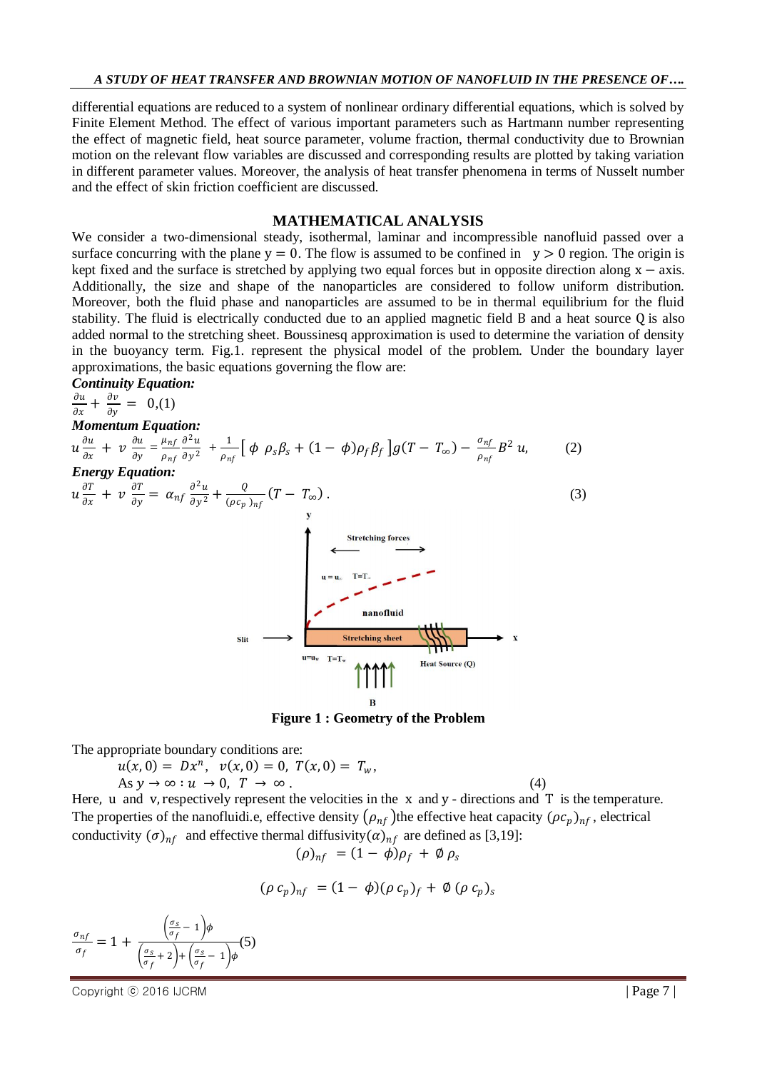differential equations are reduced to a system of nonlinear ordinary differential equations, which is solved by Finite Element Method. The effect of various important parameters such as Hartmann number representing the effect of magnetic field, heat source parameter, volume fraction, thermal conductivity due to Brownian motion on the relevant flow variables are discussed and corresponding results are plotted by taking variation in different parameter values. Moreover, the analysis of heat transfer phenomena in terms of Nusselt number and the effect of skin friction coefficient are discussed.

## MATHEMATICAL ANALYSIS

We consider a two-dimensional steady, isothermal, laminar and incompressible nanofluid passed over a surface concurring with the plane $y = 0$. The flow is assumed to be confined in $y > 0$ region. The origin is kept fixed and the surface is stretched by applying two equal forces but in opposite direction along $x -$ axis. Additionally, the size and shape of the nanoparticles are considered to follow uniform distribution. Moreover, both the fluid phase and nanoparticles are assumed to be in thermal equilibrium for the fluid stability. The fluid is electrically conducted due to an applied magnetic field B and a heat source Q is also added normal to the stretching sheet. Boussinesq approximation is used to determine the variation of density in the buoyancy term. Fig.1. represent the physical model of the problem. Under the boundary layer approximations, the basic equations governing the flow are:

***Continuity Equation:***

$$\frac{\partial u}{\partial x} + \frac{\partial v}{\partial y} = 0, \quad (1)$$

***Momentum Equation:***

$$u\frac{\partial u}{\partial x} + v\frac{\partial u}{\partial y} = \frac{\mu_{nf}}{\rho_{nf}}\frac{\partial^2 u}{\partial y^2} + \frac{1}{\rho_{nf}}\left[\phi\ \rho_s\beta_s + (1-\phi)\rho_f\beta_f\right]g(T - T_\infty) - \frac{\sigma_{nf}}{\rho_{nf}}B^2 u, \quad (2)$$

***Energy Equation:***

$$u\frac{\partial T}{\partial x} + v\frac{\partial T}{\partial y} = \alpha_{nf}\frac{\partial^2 u}{\partial y^2} + \frac{Q}{(\rho c_p)_{nf}}(T - T_\infty). \quad (3)$$

**Figure 1 : Geometry of the Problem**

The appropriate boundary conditions are:

$$u(x,0) = Dx^n,\ v(x,0) = 0,\ T(x,0) = T_w,$$
$$\text{As } y \to \infty : u \to 0,\ T \to \infty. \quad (4)$$

Here, $u$ and $v$, respectively represent the velocities in the $x$ and $y$ - directions and $T$ is the temperature. The properties of the nanofluidi.e, effective density $(\rho_{nf})$the effective heat capacity $(\rho c_p)_{nf}$, electrical conductivity $(\sigma)_{nf}$ and effective thermal diffusivity$(\alpha)_{nf}$ are defined as [3,19]:

$$(\rho)_{nf} = (1-\phi)\rho_f + \emptyset\,\rho_s$$

$$(\rho\,c_p)_{nf} = (1-\phi)(\rho\,c_p)_f + \emptyset\,(\rho\,c_p)_s$$

$$\frac{\sigma_{nf}}{\sigma_f} = 1 + \frac{\left(\frac{\sigma_s}{\sigma_f} - 1\right)\phi}{\left(\frac{\sigma_s}{\sigma_f} + 2\right) + \left(\frac{\sigma_s}{\sigma_f} - 1\right)\phi} \quad (5)$$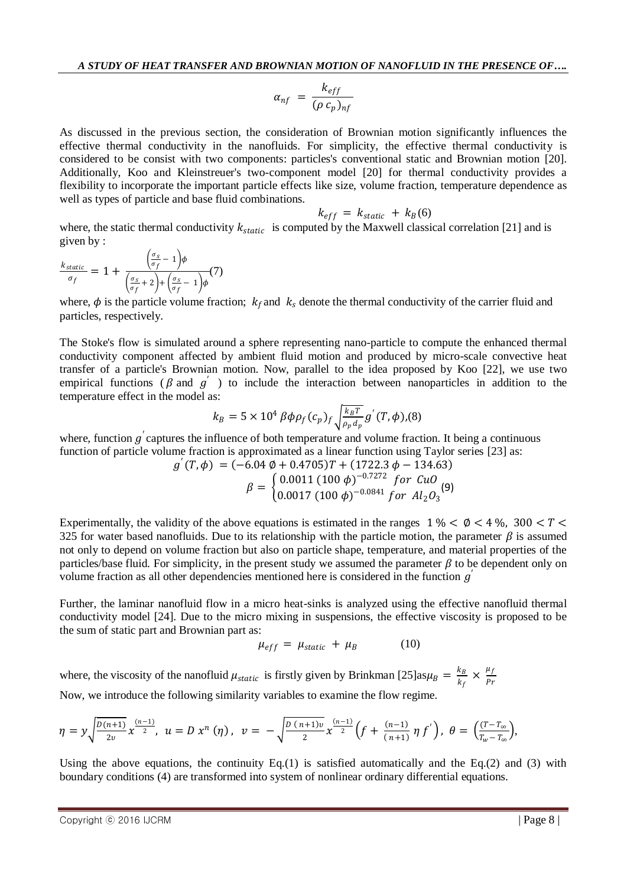$$\alpha_{nf} = \frac{k_{eff}}{(\rho\, c_p)_{nf}}$$

As discussed in the previous section, the consideration of Brownian motion significantly influences the effective thermal conductivity in the nanofluids. For simplicity, the effective thermal conductivity is considered to be consist with two components: particles's conventional static and Brownian motion [20]. Additionally, Koo and Kleinstreuer's two-component model [20] for thermal conductivity provides a flexibility to incorporate the important particle effects like size, volume fraction, temperature dependence as well as types of particle and base fluid combinations.

$$k_{eff} = k_{static} + k_B \quad (6)$$

where, the static thermal conductivity $k_{static}$ is computed by the Maxwell classical correlation [21] and is given by :

$$\frac{k_{static}}{\sigma_f} = 1 + \frac{\left(\frac{\sigma_s}{\sigma_f} - 1\right)\phi}{\left(\frac{\sigma_s}{\sigma_f} + 2\right) + \left(\frac{\sigma_s}{\sigma_f} - 1\right)\phi} \quad (7)$$

where, $\phi$ is the particle volume fraction; $k_f$ and $k_s$ denote the thermal conductivity of the carrier fluid and particles, respectively.

The Stoke's flow is simulated around a sphere representing nano-particle to compute the enhanced thermal conductivity component affected by ambient fluid motion and produced by micro-scale convective heat transfer of a particle's Brownian motion. Now, parallel to the idea proposed by Koo [22], we use two empirical functions ($\beta$ and $g'$) to include the interaction between nanoparticles in addition to the temperature effect in the model as:

$$k_B = 5 \times 10^4\, \beta \phi \rho_f (c_p)_f \sqrt{\frac{k_B T}{\rho_p d_p}}\, g'(T, \phi), \quad (8)$$

where, function $g'$ captures the influence of both temperature and volume fraction. It being a continuous function of particle volume fraction is approximated as a linear function using Taylor series [23] as:

$$g'(T, \phi) = (-6.04\, \phi + 0.4705)T + (1722.3\, \phi - 134.63)$$

$$\beta = \begin{cases} 0.0011\, (100\, \phi)^{-0.7272} & for\ CuO \\ 0.0017\, (100\, \phi)^{-0.0841} & for\ Al_2O_3 \end{cases} \quad (9)$$

Experimentally, the validity of the above equations is estimated in the ranges $1\,\% < \phi < 4\,\%,\ 300 < T < 325$ for water based nanofluids. Due to its relationship with the particle motion, the parameter $\beta$ is assumed not only to depend on volume fraction but also on particle shape, temperature, and material properties of the particles/base fluid. For simplicity, in the present study we assumed the parameter $\beta$ to be dependent only on volume fraction as all other dependencies mentioned here is considered in the function $g'$

Further, the laminar nanofluid flow in a micro heat-sinks is analyzed using the effective nanofluid thermal conductivity model [24]. Due to the micro mixing in suspensions, the effective viscosity is proposed to be the sum of static part and Brownian part as:

$$\mu_{eff} = \mu_{static} + \mu_B \quad (10)$$

where, the viscosity of the nanofluid $\mu_{static}$ is firstly given by Brinkman [25]as $\mu_B = \frac{k_B}{k_f} \times \frac{\mu_f}{Pr}$

Now, we introduce the following similarity variables to examine the flow regime.

$$\eta = y\sqrt{\frac{D\,(n+1)}{2\upsilon}}\, x^{\frac{(n-1)}{2}},\ \ u = D\, x^n\, (\eta),\ \ v = -\sqrt{\frac{D\,(n+1)\upsilon}{2}}\, x^{\frac{(n-1)}{2}}\left(f + \frac{(n-1)}{(n+1)}\,\eta\, f'\right),\ \ \theta = \left(\frac{(T - T_\infty}{T_w - T_\infty}\right),$$

Using the above equations, the continuity Eq.(1) is satisfied automatically and the Eq.(2) and (3) with boundary conditions (4) are transformed into system of nonlinear ordinary differential equations.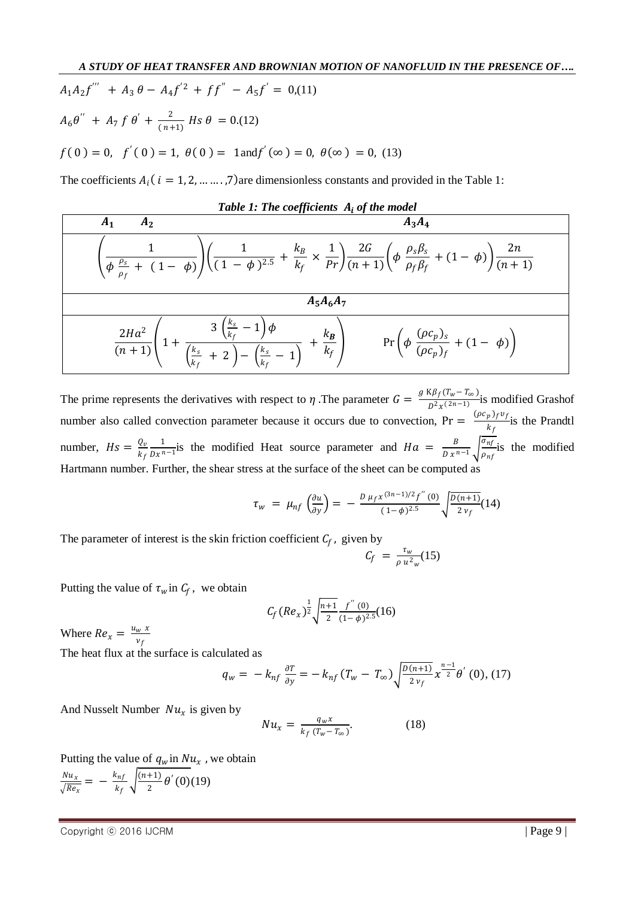$$A_1 A_2 f''' + A_3 \theta - A_4 f'^2 + f f'' - A_5 f' = 0, \quad (11)$$

$$A_6 \theta'' + A_7 f \theta' + \frac{2}{(n+1)} Hs\, \theta = 0. \quad (12)$$

$$f(0) = 0,\ f'(0) = 1,\ \theta(0) = 1 \text{ and } f'(\infty) = 0,\ \theta(\infty) = 0, \quad (13)$$

The coefficients $A_i\,(i = 1, 2, \ldots\ldots, 7)$ are dimensionless constants and provided in the Table 1:

***Table 1: The coefficients $A_i$ of the model***

| $A_1$ | $A_2$ | $A_3$ | $A_4$ |
|---|---|---|---|
| $\left(\dfrac{1}{\phi \frac{\rho_s}{\rho_f} + (1-\phi)}\right)$ | $\left(\dfrac{1}{(1-\phi)^{2.5}} + \dfrac{k_B}{k_f} \times \dfrac{1}{Pr}\right)$ | $\dfrac{2G}{(n+1)}\left(\phi \dfrac{\rho_s \beta_s}{\rho_f \beta_f} + (1-\phi)\right)$ | $\dfrac{2n}{(n+1)}$ |
| $A_5$ | $A_6$ | $A_7$ | |
| $\dfrac{2Ha^2}{(n+1)}$ | $\left(1 + \dfrac{3\left(\frac{k_s}{k_f} - 1\right)\phi}{\left(\frac{k_s}{k_f} + 2\right) - \left(\frac{k_s}{k_f} - 1\right)} + \dfrac{k_B}{k_f}\right)$ | $\Pr\left(\phi \dfrac{(\rho c_p)_s}{(\rho c_p)_f} + (1-\phi)\right)$ | |

The prime represents the derivatives with respect to $\eta$. The parameter $G = \frac{g\, K\beta_f (T_w - T_\infty)}{D^2 x^{(2n-1)}}$ is modified Grashof number also called convection parameter because it occurs due to convection, $\Pr = \frac{(\rho c_p)_f \upsilon_f}{k_f}$ is the Prandtl number, $Hs = \frac{Q_v}{k_f}\frac{1}{D x^{n-1}}$ is the modified Heat source parameter and $Ha = \frac{B}{D\, x^{n-1}}\sqrt{\frac{\sigma_{nf}}{\rho_{nf}}}$ is the modified Hartmann number. Further, the shear stress at the surface of the sheet can be computed as

$$\tau_w = \mu_{nf}\left(\frac{\partial u}{\partial y}\right) = -\frac{D\, \mu_f x^{(3n-1)/2} f''(0)}{(1-\phi)^{2.5}}\sqrt{\frac{D(n+1)}{2\, \nu_f}} \quad (14)$$

The parameter of interest is the skin friction coefficient $C_f$, given by

$$C_f = \frac{\tau_w}{\rho\, u_w^2} \quad (15)$$

Putting the value of $\tau_w$ in $C_f$, we obtain

$$C_f (Re_x)^{\frac{1}{2}}\sqrt{\frac{n+1}{2}}\frac{f''(0)}{(1-\phi)^{2.5}} \quad (16)$$

Where $Re_x = \frac{u_w\, x}{\nu_f}$

The heat flux at the surface is calculated as

$$q_w = -k_{nf}\frac{\partial T}{\partial y} = -k_{nf}(T_w - T_\infty)\sqrt{\frac{D(n+1)}{2\,\nu_f}}\, x^{\frac{n-1}{2}}\theta'(0), \quad (17)$$

And Nusselt Number $Nu_x$ is given by

$$Nu_x = \frac{q_w x}{k_f (T_w - T_\infty)}. \quad (18)$$

Putting the value of $q_w$ in $Nu_x$, we obtain

$$\frac{Nu_x}{\sqrt{Re_x}} = -\frac{k_{nf}}{k_f}\sqrt{\frac{(n+1)}{2}}\theta'(0) \quad (19)$$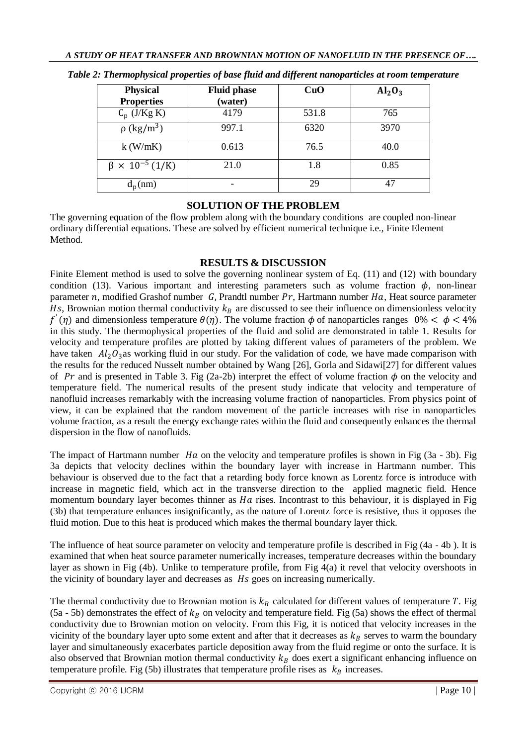*Table 2: Thermophysical properties of base fluid and different nanoparticles at room temperature*

| Physical Properties | Fluid phase (water) | CuO | $Al_2O_3$ |
|---|---|---|---|
| $C_p$ (J/Kg K) | 4179 | 531.8 | 765 |
| $\rho$ ($kg/m^3$) | 997.1 | 6320 | 3970 |
| k (W/mK) | 0.613 | 76.5 | 40.0 |
| $\beta \times 10^{-5}$ (1/K) | 21.0 | 1.8 | 0.85 |
| $d_p$(nm) | - | 29 | 47 |

## SOLUTION OF THE PROBLEM

The governing equation of the flow problem along with the boundary conditions are coupled non-linear ordinary differential equations. These are solved by efficient numerical technique i.e., Finite Element Method.

## RESULTS & DISCUSSION

Finite Element method is used to solve the governing nonlinear system of Eq. (11) and (12) with boundary condition (13). Various important and interesting parameters such as volume fraction $\phi$, non-linear parameter $n$, modified Grashof number $G$, Prandtl number $Pr$, Hartmann number $Ha$, Heat source parameter $Hs$, Brownian motion thermal conductivity $k_B$ are discussed to see their influence on dimensionless velocity $f'(\eta)$ and dimensionless temperature $\theta(\eta)$. The volume fraction $\phi$ of nanoparticles ranges $0\% < \phi < 4\%$ in this study. The thermophysical properties of the fluid and solid are demonstrated in table 1. Results for velocity and temperature profiles are plotted by taking different values of parameters of the problem. We have taken $Al_2O_3$as working fluid in our study. For the validation of code, we have made comparison with the results for the reduced Nusselt number obtained by Wang [26], Gorla and Sidawi[27] for different values of $Pr$ and is presented in Table 3. Fig (2a-2b) interpret the effect of volume fraction $\phi$ on the velocity and temperature field. The numerical results of the present study indicate that velocity and temperature of nanofluid increases remarkably with the increasing volume fraction of nanoparticles. From physics point of view, it can be explained that the random movement of the particle increases with rise in nanoparticles volume fraction, as a result the energy exchange rates within the fluid and consequently enhances the thermal dispersion in the flow of nanofluids.

The impact of Hartmann number $Ha$ on the velocity and temperature profiles is shown in Fig (3a - 3b). Fig 3a depicts that velocity declines within the boundary layer with increase in Hartmann number. This behaviour is observed due to the fact that a retarding body force known as Lorentz force is introduce with increase in magnetic field, which act in the transverse direction to the applied magnetic field. Hence momentum boundary layer becomes thinner as $Ha$ rises. Incontrast to this behaviour, it is displayed in Fig (3b) that temperature enhances insignificantly, as the nature of Lorentz force is resistive, thus it opposes the fluid motion. Due to this heat is produced which makes the thermal boundary layer thick.

The influence of heat source parameter on velocity and temperature profile is described in Fig (4a - 4b ). It is examined that when heat source parameter numerically increases, temperature decreases within the boundary layer as shown in Fig (4b). Unlike to temperature profile, from Fig 4(a) it revel that velocity overshoots in the vicinity of boundary layer and decreases as $Hs$ goes on increasing numerically.

The thermal conductivity due to Brownian motion is $k_B$ calculated for different values of temperature $T$. Fig (5a - 5b) demonstrates the effect of $k_B$ on velocity and temperature field. Fig (5a) shows the effect of thermal conductivity due to Brownian motion on velocity. From this Fig, it is noticed that velocity increases in the vicinity of the boundary layer upto some extent and after that it decreases as $k_B$ serves to warm the boundary layer and simultaneously exacerbates particle deposition away from the fluid regime or onto the surface. It is also observed that Brownian motion thermal conductivity $k_B$ does exert a significant enhancing influence on temperature profile. Fig (5b) illustrates that temperature profile rises as $k_B$ increases.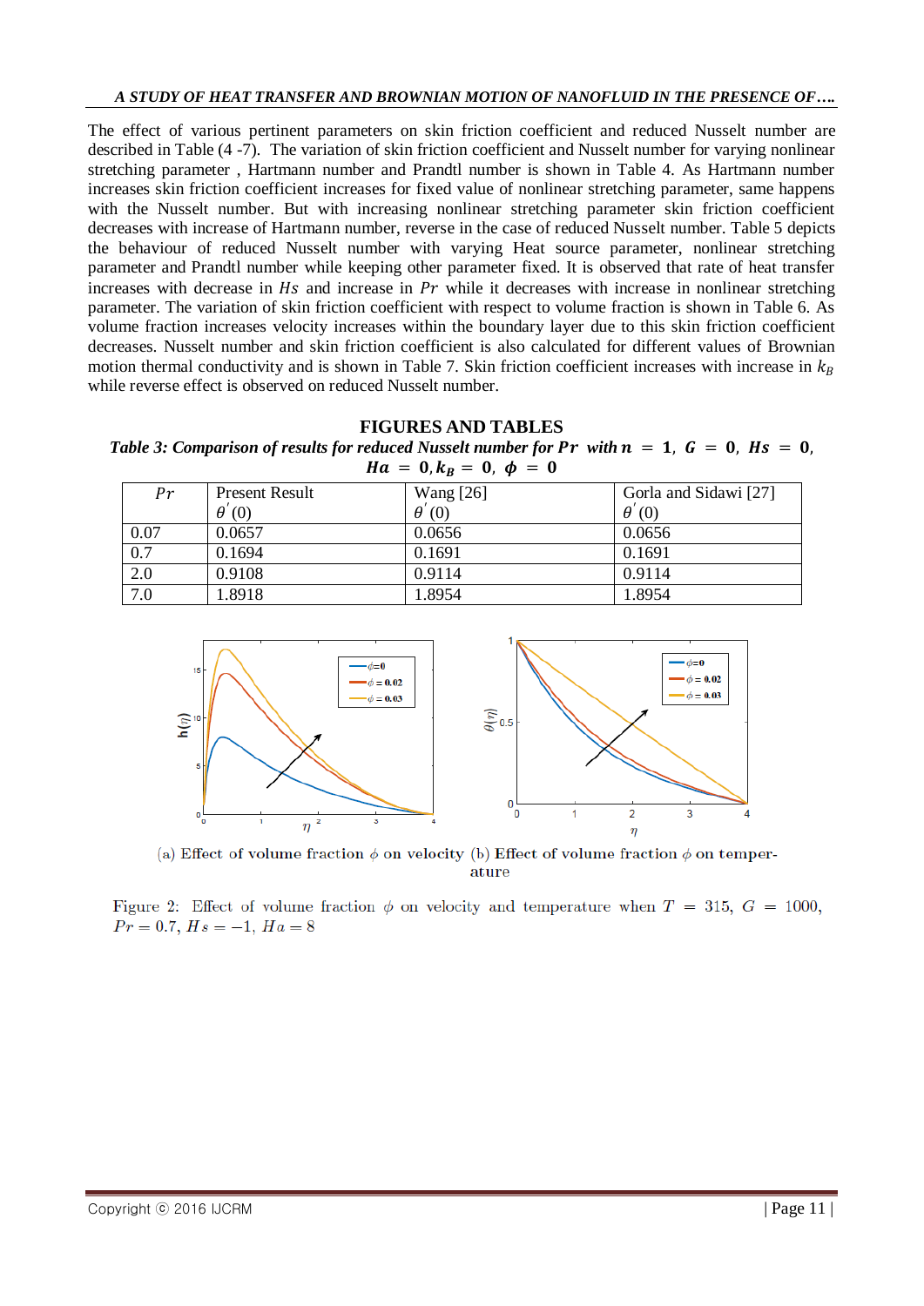The effect of various pertinent parameters on skin friction coefficient and reduced Nusselt number are described in Table (4 -7). The variation of skin friction coefficient and Nusselt number for varying nonlinear stretching parameter , Hartmann number and Prandtl number is shown in Table 4. As Hartmann number increases skin friction coefficient increases for fixed value of nonlinear stretching parameter, same happens with the Nusselt number. But with increasing nonlinear stretching parameter skin friction coefficient decreases with increase of Hartmann number, reverse in the case of reduced Nusselt number. Table 5 depicts the behaviour of reduced Nusselt number with varying Heat source parameter, nonlinear stretching parameter and Prandtl number while keeping other parameter fixed. It is observed that rate of heat transfer increases with decrease in $Hs$ and increase in $Pr$ while it decreases with increase in nonlinear stretching parameter. The variation of skin friction coefficient with respect to volume fraction is shown in Table 6. As volume fraction increases velocity increases within the boundary layer due to this skin friction coefficient decreases. Nusselt number and skin friction coefficient is also calculated for different values of Brownian motion thermal conductivity and is shown in Table 7. Skin friction coefficient increases with increase in $k_B$ while reverse effect is observed on reduced Nusselt number.

## FIGURES AND TABLES

***Table 3: Comparison of results for reduced Nusselt number for $Pr$ with $n = 1$, $G = 0$, $Hs = 0$, $Ha = 0, k_B = 0$, $\phi = 0$***

| $Pr$ | Present Result $\theta'(0)$ | Wang [26] $\theta'(0)$ | Gorla and Sidawi [27] $\theta'(0)$ |
|---|---|---|---|
| 0.07 | 0.0657 | 0.0656 | 0.0656 |
| 0.7 | 0.1694 | 0.1691 | 0.1691 |
| 2.0 | 0.9108 | 0.9114 | 0.9114 |
| 7.0 | 1.8918 | 1.8954 | 1.8954 |

(a) Effect of volume fraction $\phi$ on velocity (b) Effect of volume fraction $\phi$ on temperature

Figure 2: Effect of volume fraction $\phi$ on velocity and temperature when $T = 315$, $G = 1000$, $Pr = 0.7$, $Hs = -1$, $Ha = 8$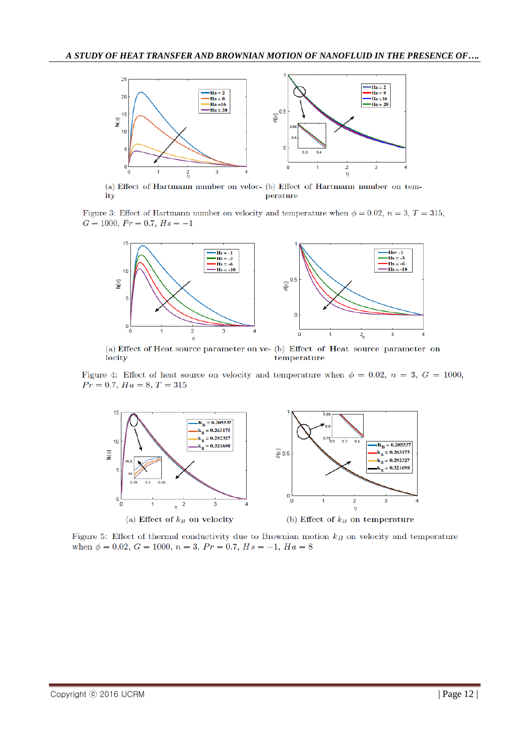(a) Effect of Hartmann number on velocity

(b) Effect of Hartmann number on temperature

Figure 3: Effect of Hartmann number on velocity and temperature when $\phi = 0.02$, $n = 3$, $T = 315$, $G = 1000$, $Pr = 0.7$, $Hs = -1$

(a) Effect of Heat source parameter on velocity

(b) Effect of Heat source parameter on temperature

Figure 4: Effect of heat source on velocity and temperature when $\phi = 0.02$, $n = 3$, $G = 1000$, $Pr = 0.7$, $Ha = 8$, $T = 315$

(a) Effect of $k_B$ on velocity

(b) Effect of $k_B$ on temperature

Figure 5: Effect of thermal conductivity due to Brownian motion $k_B$ on velocity and temperature when $\phi = 0.02$, $G = 1000$, $n = 3$, $Pr = 0.7$, $Hs = -1$, $Ha = 8$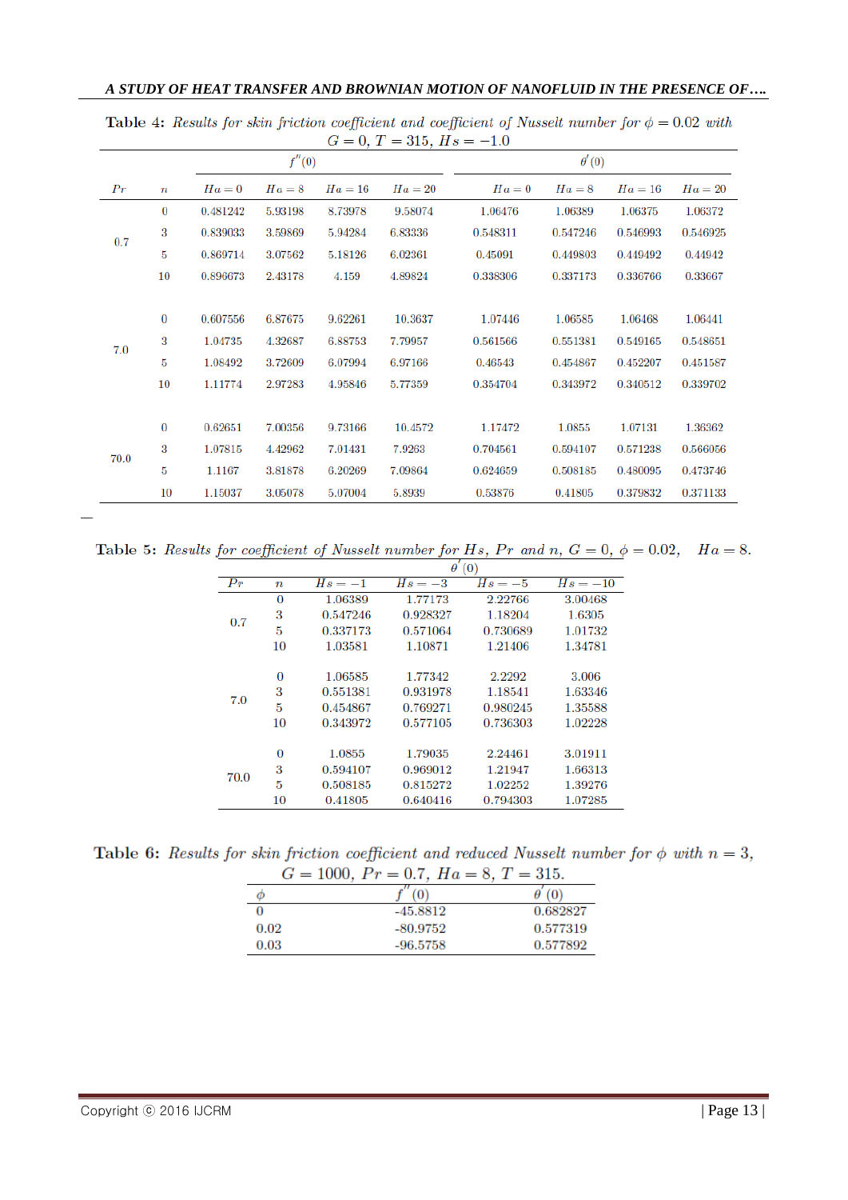Table 4: *Results for skin friction coefficient and coefficient of Nusselt number for* $\phi = 0.02$ *with* $G = 0$, $T = 315$, $Hs = -1.0$

| $Pr$ | $n$ | $f''(0)$ | | | | $\theta'(0)$ | | | |
|---|---|---|---|---|---|---|---|---|---|
| | | $Ha = 0$ | $Ha = 8$ | $Ha = 16$ | $Ha = 20$ | $Ha = 0$ | $Ha = 8$ | $Ha = 16$ | $Ha = 20$ |
| 0.7 | 0 | 0.481242 | 5.93198 | 8.73978 | 9.58074 | 1.06476 | 1.06389 | 1.06375 | 1.06372 |
| | 3 | 0.839033 | 3.59869 | 5.94284 | 6.83336 | 0.548311 | 0.547246 | 0.546993 | 0.546925 |
| | 5 | 0.869714 | 3.07562 | 5.18126 | 6.02361 | 0.45091 | 0.449803 | 0.449492 | 0.44942 |
| | 10 | 0.896673 | 2.43178 | 4.159 | 4.89824 | 0.338306 | 0.337173 | 0.336766 | 0.33667 |
| 7.0 | 0 | 0.607556 | 6.87675 | 9.62261 | 10.3637 | 1.07446 | 1.06585 | 1.06468 | 1.06441 |
| | 3 | 1.04735 | 4.32687 | 6.88753 | 7.79957 | 0.561566 | 0.551381 | 0.549165 | 0.548651 |
| | 5 | 1.08492 | 3.72609 | 6.07994 | 6.97166 | 0.46543 | 0.454867 | 0.452207 | 0.451587 |
| | 10 | 1.11774 | 2.97283 | 4.95846 | 5.77359 | 0.354704 | 0.343972 | 0.340512 | 0.339702 |
| 70.0 | 0 | 0.62651 | 7.00356 | 9.73166 | 10.4572 | 1.17472 | 1.0855 | 1.07131 | 1.36362 |
| | 3 | 1.07815 | 4.42962 | 7.01431 | 7.9263 | 0.704561 | 0.594107 | 0.571238 | 0.566056 |
| | 5 | 1.1167 | 3.81878 | 6.20269 | 7.09864 | 0.624659 | 0.508185 | 0.480095 | 0.473746 |
| | 10 | 1.15037 | 3.05078 | 5.07004 | 5.8939 | 0.53876 | 0.41805 | 0.379832 | 0.371133 |

Table 5: *Results for coefficient of Nusselt number for* $Hs$, $Pr$ *and* $n$, $G = 0$, $\phi = 0.02$, $Ha = 8$.

| $Pr$ | $n$ | $\theta'(0)$ | | | |
|---|---|---|---|---|---|
| | | $Hs = -1$ | $Hs = -3$ | $Hs = -5$ | $Hs = -10$ |
| 0.7 | 0 | 1.06389 | 1.77173 | 2.22766 | 3.00468 |
| | 3 | 0.547246 | 0.928327 | 1.18204 | 1.6305 |
| | 5 | 0.337173 | 0.571064 | 0.730689 | 1.01732 |
| | 10 | 1.03581 | 1.10871 | 1.21406 | 1.34781 |
| 7.0 | 0 | 1.06585 | 1.77342 | 2.2292 | 3.006 |
| | 3 | 0.551381 | 0.931978 | 1.18541 | 1.63346 |
| | 5 | 0.454867 | 0.769271 | 0.980245 | 1.35588 |
| | 10 | 0.343972 | 0.577105 | 0.736303 | 1.02228 |
| 70.0 | 0 | 1.0855 | 1.79035 | 2.24461 | 3.01911 |
| | 3 | 0.594107 | 0.969012 | 1.21947 | 1.66313 |
| | 5 | 0.508185 | 0.815272 | 1.02252 | 1.39276 |
| | 10 | 0.41805 | 0.640416 | 0.794303 | 1.07285 |

Table 6: *Results for skin friction coefficient and reduced Nusselt number for* $\phi$ *with* $n = 3$, $G = 1000$, $Pr = 0.7$, $Ha = 8$, $T = 315$.

| $\phi$ | $f''(0)$ | $\theta'(0)$ |
|---|---|---|
| 0 | -45.8812 | 0.682827 |
| 0.02 | -80.9752 | 0.577319 |
| 0.03 | -96.5758 | 0.577892 |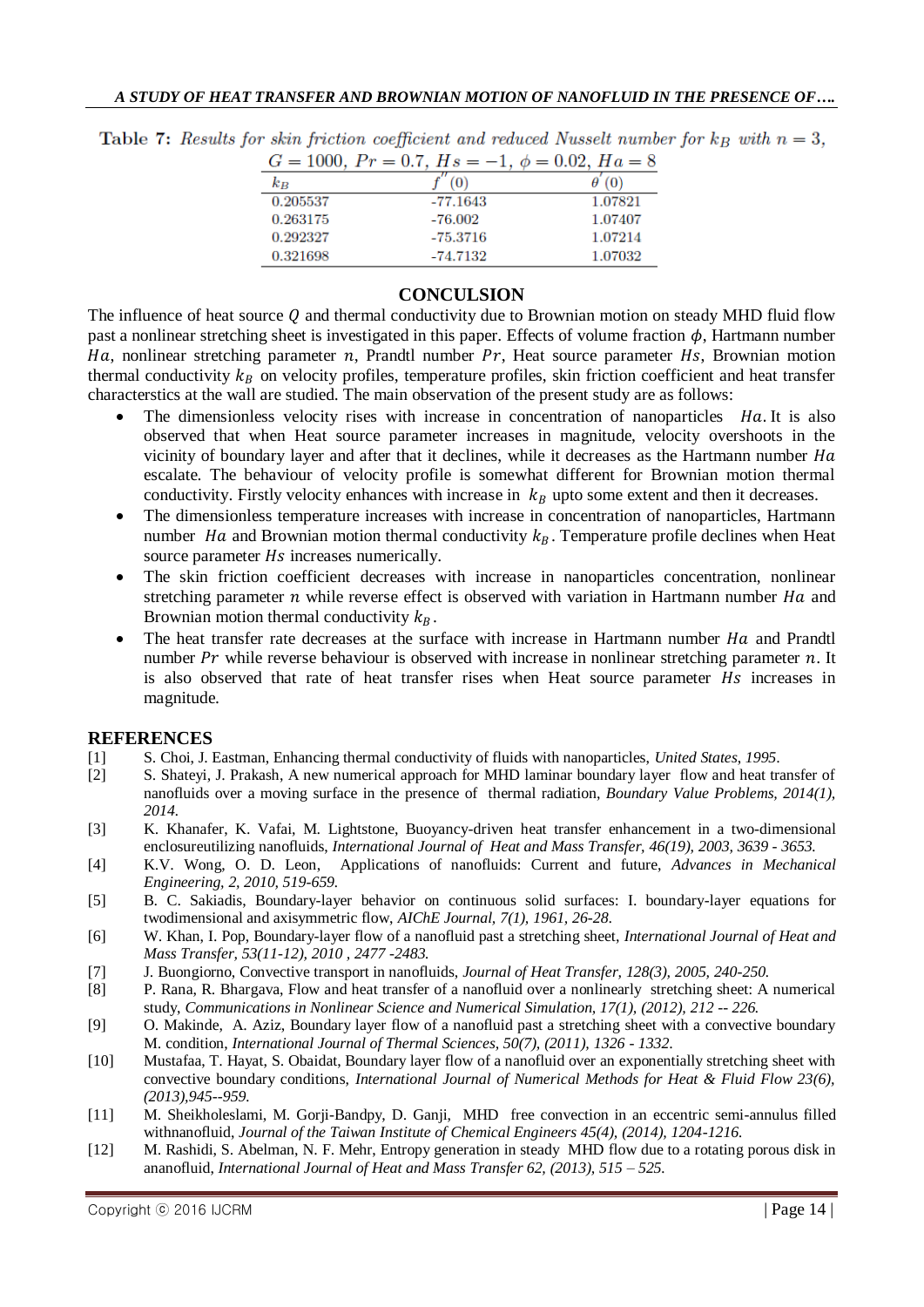**Table 7:** *Results for skin friction coefficient and reduced Nusselt number for $k_B$ with $n = 3$, $G = 1000$, $Pr = 0.7$, $Hs = -1$, $\phi = 0.02$, $Ha = 8$*

| $k_B$ | $f''(0)$ | $\theta'(0)$ |
|---|---|---|
| 0.205537 | -77.1643 | 1.07821 |
| 0.263175 | -76.002 | 1.07407 |
| 0.292327 | -75.3716 | 1.07214 |
| 0.321698 | -74.7132 | 1.07032 |

## CONCULSION

The influence of heat source $Q$ and thermal conductivity due to Brownian motion on steady MHD fluid flow past a nonlinear stretching sheet is investigated in this paper. Effects of volume fraction $\phi$, Hartmann number $Ha$, nonlinear stretching parameter $n$, Prandtl number $Pr$, Heat source parameter $Hs$, Brownian motion thermal conductivity $k_B$ on velocity profiles, temperature profiles, skin friction coefficient and heat transfer characterstics at the wall are studied. The main observation of the present study are as follows:

- The dimensionless velocity rises with increase in concentration of nanoparticles $Ha$. It is also observed that when Heat source parameter increases in magnitude, velocity overshoots in the vicinity of boundary layer and after that it declines, while it decreases as the Hartmann number $Ha$ escalate. The behaviour of velocity profile is somewhat different for Brownian motion thermal conductivity. Firstly velocity enhances with increase in $k_B$ upto some extent and then it decreases.
- The dimensionless temperature increases with increase in concentration of nanoparticles, Hartmann number $Ha$ and Brownian motion thermal conductivity $k_B$. Temperature profile declines when Heat source parameter $Hs$ increases numerically.
- The skin friction coefficient decreases with increase in nanoparticles concentration, nonlinear stretching parameter $n$ while reverse effect is observed with variation in Hartmann number $Ha$ and Brownian motion thermal conductivity $k_B$.
- The heat transfer rate decreases at the surface with increase in Hartmann number $Ha$ and Prandtl number $Pr$ while reverse behaviour is observed with increase in nonlinear stretching parameter $n$. It is also observed that rate of heat transfer rises when Heat source parameter $Hs$ increases in magnitude.

## REFERENCES

[1] S. Choi, J. Eastman, Enhancing thermal conductivity of fluids with nanoparticles, *United States, 1995.*

[2] S. Shateyi, J. Prakash, A new numerical approach for MHD laminar boundary layer flow and heat transfer of nanofluids over a moving surface in the presence of thermal radiation, *Boundary Value Problems, 2014(1), 2014.*

[3] K. Khanafer, K. Vafai, M. Lightstone, Buoyancy-driven heat transfer enhancement in a two-dimensional enclosureutilizing nanofluids, *International Journal of Heat and Mass Transfer, 46(19), 2003, 3639 - 3653.*

[4] K.V. Wong, O. D. Leon, Applications of nanofluids: Current and future, *Advances in Mechanical Engineering, 2, 2010, 519-659.*

[5] B. C. Sakiadis, Boundary-layer behavior on continuous solid surfaces: I. boundary-layer equations for twodimensional and axisymmetric flow, *AIChE Journal, 7(1), 1961, 26-28.*

[6] W. Khan, I. Pop, Boundary-layer flow of a nanofluid past a stretching sheet, *International Journal of Heat and Mass Transfer, 53(11-12), 2010 , 2477 -2483.*

[7] J. Buongiorno, Convective transport in nanofluids, *Journal of Heat Transfer, 128(3), 2005, 240-250.*

[8] P. Rana, R. Bhargava, Flow and heat transfer of a nanofluid over a nonlinearly stretching sheet: A numerical study, *Communications in Nonlinear Science and Numerical Simulation, 17(1), (2012), 212 -- 226.*

[9] O. Makinde, A. Aziz, Boundary layer flow of a nanofluid past a stretching sheet with a convective boundary M. condition, *International Journal of Thermal Sciences, 50(7), (2011), 1326 - 1332.*

[10] Mustafaa, T. Hayat, S. Obaidat, Boundary layer flow of a nanofluid over an exponentially stretching sheet with convective boundary conditions, *International Journal of Numerical Methods for Heat & Fluid Flow 23(6), (2013),945--959.*

[11] M. Sheikholeslami, M. Gorji-Bandpy, D. Ganji, MHD free convection in an eccentric semi-annulus filled withnanofluid, *Journal of the Taiwan Institute of Chemical Engineers 45(4), (2014), 1204-1216.*

[12] M. Rashidi, S. Abelman, N. F. Mehr, Entropy generation in steady MHD flow due to a rotating porous disk in ananofluid, *International Journal of Heat and Mass Transfer 62, (2013), 515 – 525.*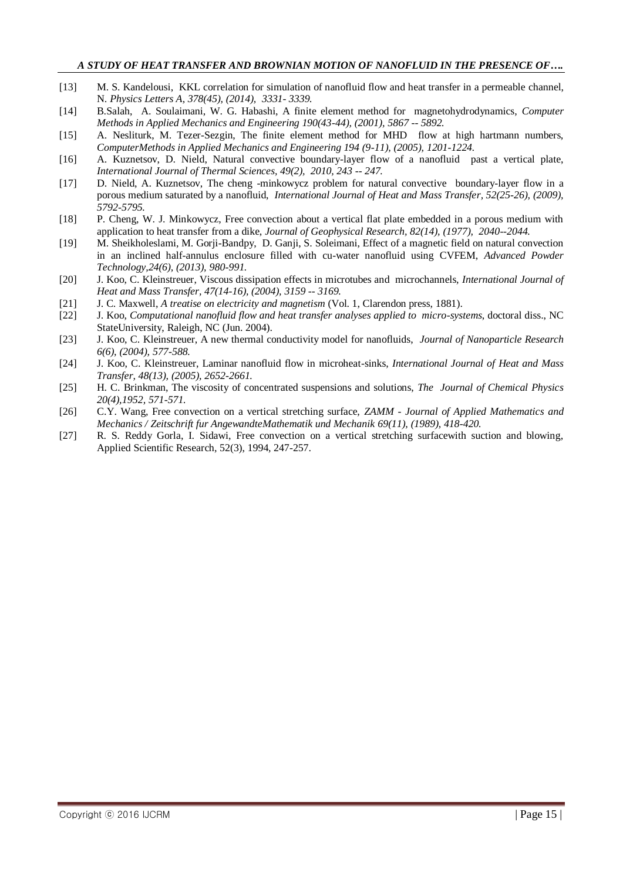[13] M. S. Kandelousi, KKL correlation for simulation of nanofluid flow and heat transfer in a permeable channel, N. *Physics Letters A, 378(45), (2014), 3331- 3339.*

[14] B.Salah, A. Soulaimani, W. G. Habashi, A finite element method for magnetohydrodynamics, *Computer Methods in Applied Mechanics and Engineering 190(43-44), (2001), 5867 -- 5892.*

[15] A. Nesliturk, M. Tezer-Sezgin, The finite element method for MHD flow at high hartmann numbers, *ComputerMethods in Applied Mechanics and Engineering 194 (9-11), (2005), 1201-1224.*

[16] A. Kuznetsov, D. Nield, Natural convective boundary-layer flow of a nanofluid past a vertical plate, *International Journal of Thermal Sciences, 49(2), 2010, 243 -- 247.*

[17] D. Nield, A. Kuznetsov, The cheng -minkowycz problem for natural convective boundary-layer flow in a porous medium saturated by a nanofluid, *International Journal of Heat and Mass Transfer, 52(25-26), (2009), 5792-5795.*

[18] P. Cheng, W. J. Minkowycz, Free convection about a vertical flat plate embedded in a porous medium with application to heat transfer from a dike, *Journal of Geophysical Research, 82(14), (1977), 2040--2044.*

[19] M. Sheikholeslami, M. Gorji-Bandpy, D. Ganji, S. Soleimani, Effect of a magnetic field on natural convection in an inclined half-annulus enclosure filled with cu-water nanofluid using CVFEM, *Advanced Powder Technology,24(6), (2013), 980-991.*

[20] J. Koo, C. Kleinstreuer, Viscous dissipation effects in microtubes and microchannels, *International Journal of Heat and Mass Transfer, 47(14-16), (2004), 3159 -- 3169.*

[21] J. C. Maxwell, *A treatise on electricity and magnetism* (Vol. 1, Clarendon press, 1881).

[22] J. Koo, *Computational nanofluid flow and heat transfer analyses applied to micro-systems*, doctoral diss., NC StateUniversity, Raleigh, NC (Jun. 2004).

[23] J. Koo, C. Kleinstreuer, A new thermal conductivity model for nanofluids, *Journal of Nanoparticle Research 6(6), (2004), 577-588.*

[24] J. Koo, C. Kleinstreuer, Laminar nanofluid flow in microheat-sinks, *International Journal of Heat and Mass Transfer, 48(13), (2005), 2652-2661.*

[25] H. C. Brinkman, The viscosity of concentrated suspensions and solutions, *The Journal of Chemical Physics 20(4),1952, 571-571.*

[26] C.Y. Wang, Free convection on a vertical stretching surface, *ZAMM - Journal of Applied Mathematics and Mechanics / Zeitschrift fur AngewandteMathematik und Mechanik 69(11), (1989), 418-420.*

[27] R. S. Reddy Gorla, I. Sidawi, Free convection on a vertical stretching surfacewith suction and blowing, Applied Scientific Research, 52(3), 1994, 247-257.